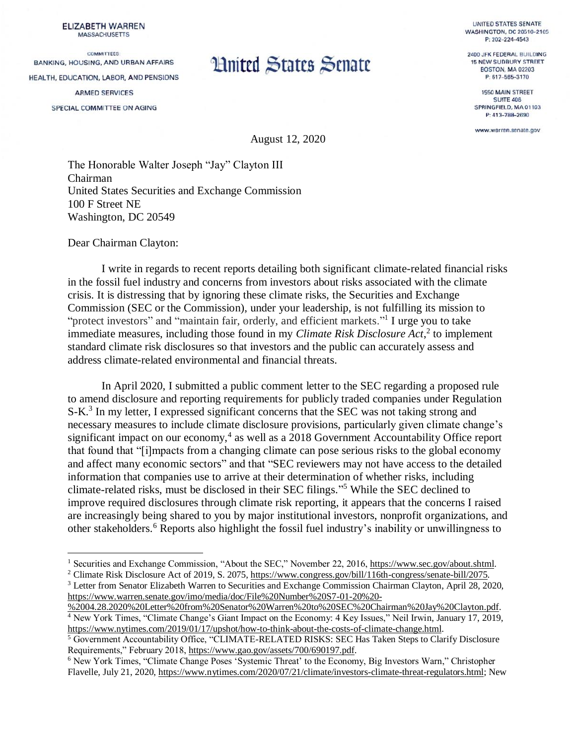**ELIZABETH WARREN**
MASSACHUSETTS

COMMITTEES:
BANKING, HOUSING, AND URBAN AFFAIRS
HEALTH, EDUCATION, LABOR, AND PENSIONS
ARMED SERVICES
SPECIAL COMMITTEE ON AGING

# United States Senate

UNITED STATES SENATE
WASHINGTON, DC 20510–2105
P: 202–224–4543

2400 JFK FEDERAL BUILDING
15 NEW SUDBURY STREET
BOSTON, MA 02203
P: 617–565–3170

1550 MAIN STREET
SUITE 406
SPRINGFIELD, MA 01103
P: 413–788–2690

www.warren.senate.gov

August 12, 2020

The Honorable Walter Joseph "Jay" Clayton III
Chairman
United States Securities and Exchange Commission
100 F Street NE
Washington, DC 20549

Dear Chairman Clayton:

I write in regards to recent reports detailing both significant climate-related financial risks in the fossil fuel industry and concerns from investors about risks associated with the climate crisis. It is distressing that by ignoring these climate risks, the Securities and Exchange Commission (SEC or the Commission), under your leadership, is not fulfilling its mission to "protect investors" and "maintain fair, orderly, and efficient markets."[1] I urge you to take immediate measures, including those found in my *Climate Risk Disclosure Act*,[2] to implement standard climate risk disclosures so that investors and the public can accurately assess and address climate-related environmental and financial threats.

In April 2020, I submitted a public comment letter to the SEC regarding a proposed rule to amend disclosure and reporting requirements for publicly traded companies under Regulation S-K.[3] In my letter, I expressed significant concerns that the SEC was not taking strong and necessary measures to include climate disclosure provisions, particularly given climate change's significant impact on our economy,[4] as well as a 2018 Government Accountability Office report that found that "[i]mpacts from a changing climate can pose serious risks to the global economy and affect many economic sectors" and that "SEC reviewers may not have access to the detailed information that companies use to arrive at their determination of whether risks, including climate-related risks, must be disclosed in their SEC filings."[5] While the SEC declined to improve required disclosures through climate risk reporting, it appears that the concerns I raised are increasingly being shared to you by major institutional investors, nonprofit organizations, and other stakeholders.[6] Reports also highlight the fossil fuel industry's inability or unwillingness to

---

[1] Securities and Exchange Commission, "About the SEC," November 22, 2016, https://www.sec.gov/about.shtml.

[2] Climate Risk Disclosure Act of 2019, S. 2075, https://www.congress.gov/bill/116th-congress/senate-bill/2075.

[3] Letter from Senator Elizabeth Warren to Securities and Exchange Commission Chairman Clayton, April 28, 2020, https://www.warren.senate.gov/imo/media/doc/File%20Number%20S7-01-20%20-%2004.28.2020%20Letter%20from%20Senator%20Warren%20to%20SEC%20Chairman%20Jay%20Clayton.pdf.

[4] New York Times, "Climate Change's Giant Impact on the Economy: 4 Key Issues," Neil Irwin, January 17, 2019, https://www.nytimes.com/2019/01/17/upshot/how-to-think-about-the-costs-of-climate-change.html.

[5] Government Accountability Office, "CLIMATE-RELATED RISKS: SEC Has Taken Steps to Clarify Disclosure Requirements," February 2018, https://www.gao.gov/assets/700/690197.pdf.

[6] New York Times, "Climate Change Poses 'Systemic Threat' to the Economy, Big Investors Warn," Christopher Flavelle, July 21, 2020, https://www.nytimes.com/2020/07/21/climate/investors-climate-threat-regulators.html; New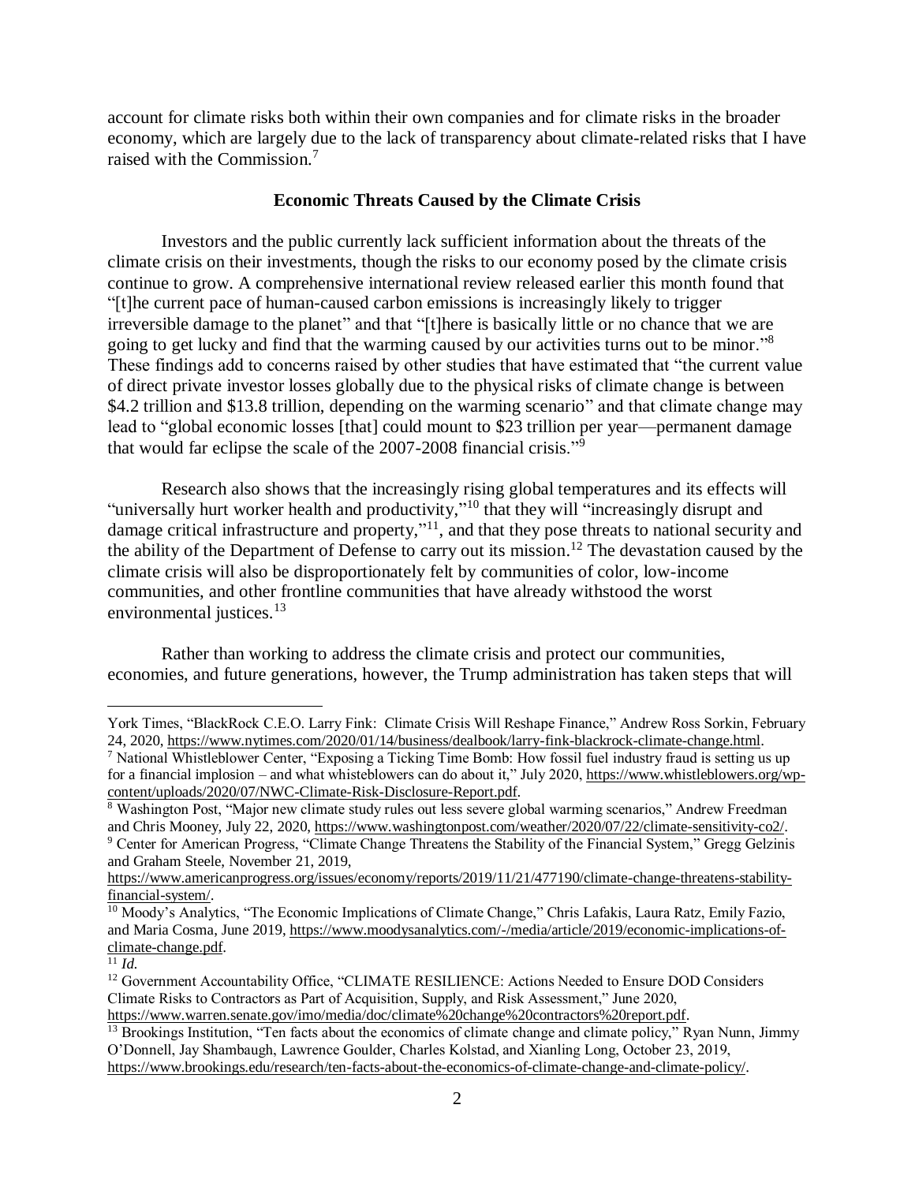account for climate risks both within their own companies and for climate risks in the broader economy, which are largely due to the lack of transparency about climate-related risks that I have raised with the Commission.[7]

### Economic Threats Caused by the Climate Crisis

Investors and the public currently lack sufficient information about the threats of the climate crisis on their investments, though the risks to our economy posed by the climate crisis continue to grow. A comprehensive international review released earlier this month found that "[t]he current pace of human-caused carbon emissions is increasingly likely to trigger irreversible damage to the planet" and that "[t]here is basically little or no chance that we are going to get lucky and find that the warming caused by our activities turns out to be minor."[8] These findings add to concerns raised by other studies that have estimated that "the current value of direct private investor losses globally due to the physical risks of climate change is between $4.2 trillion and $13.8 trillion, depending on the warming scenario" and that climate change may lead to "global economic losses [that] could mount to $23 trillion per year—permanent damage that would far eclipse the scale of the 2007-2008 financial crisis."[9]

Research also shows that the increasingly rising global temperatures and its effects will "universally hurt worker health and productivity,"[10] that they will "increasingly disrupt and damage critical infrastructure and property,"[11], and that they pose threats to national security and the ability of the Department of Defense to carry out its mission.[12] The devastation caused by the climate crisis will also be disproportionately felt by communities of color, low-income communities, and other frontline communities that have already withstood the worst environmental justices.[13]

Rather than working to address the climate crisis and protect our communities, economies, and future generations, however, the Trump administration has taken steps that will

---

York Times, "BlackRock C.E.O. Larry Fink: Climate Crisis Will Reshape Finance," Andrew Ross Sorkin, February 24, 2020, https://www.nytimes.com/2020/01/14/business/dealbook/larry-fink-blackrock-climate-change.html.

[7] National Whistleblower Center, "Exposing a Ticking Time Bomb: How fossil fuel industry fraud is setting us up for a financial implosion – and what whistleblowers can do about it," July 2020, https://www.whistleblowers.org/wp-content/uploads/2020/07/NWC-Climate-Risk-Disclosure-Report.pdf.

[8] Washington Post, "Major new climate study rules out less severe global warming scenarios," Andrew Freedman and Chris Mooney, July 22, 2020, https://www.washingtonpost.com/weather/2020/07/22/climate-sensitivity-co2/.

[9] Center for American Progress, "Climate Change Threatens the Stability of the Financial System," Gregg Gelzinis and Graham Steele, November 21, 2019, https://www.americanprogress.org/issues/economy/reports/2019/11/21/477190/climate-change-threatens-stability-financial-system/.

[10] Moody's Analytics, "The Economic Implications of Climate Change," Chris Lafakis, Laura Ratz, Emily Fazio, and Maria Cosma, June 2019, https://www.moodysanalytics.com/-/media/article/2019/economic-implications-of-climate-change.pdf.

[11] *Id.*

[12] Government Accountability Office, "CLIMATE RESILIENCE: Actions Needed to Ensure DOD Considers Climate Risks to Contractors as Part of Acquisition, Supply, and Risk Assessment," June 2020, https://www.warren.senate.gov/imo/media/doc/climate%20change%20contractors%20report.pdf.

[13] Brookings Institution, "Ten facts about the economics of climate change and climate policy," Ryan Nunn, Jimmy O'Donnell, Jay Shambaugh, Lawrence Goulder, Charles Kolstad, and Xianling Long, October 23, 2019, https://www.brookings.edu/research/ten-facts-about-the-economics-of-climate-change-and-climate-policy/.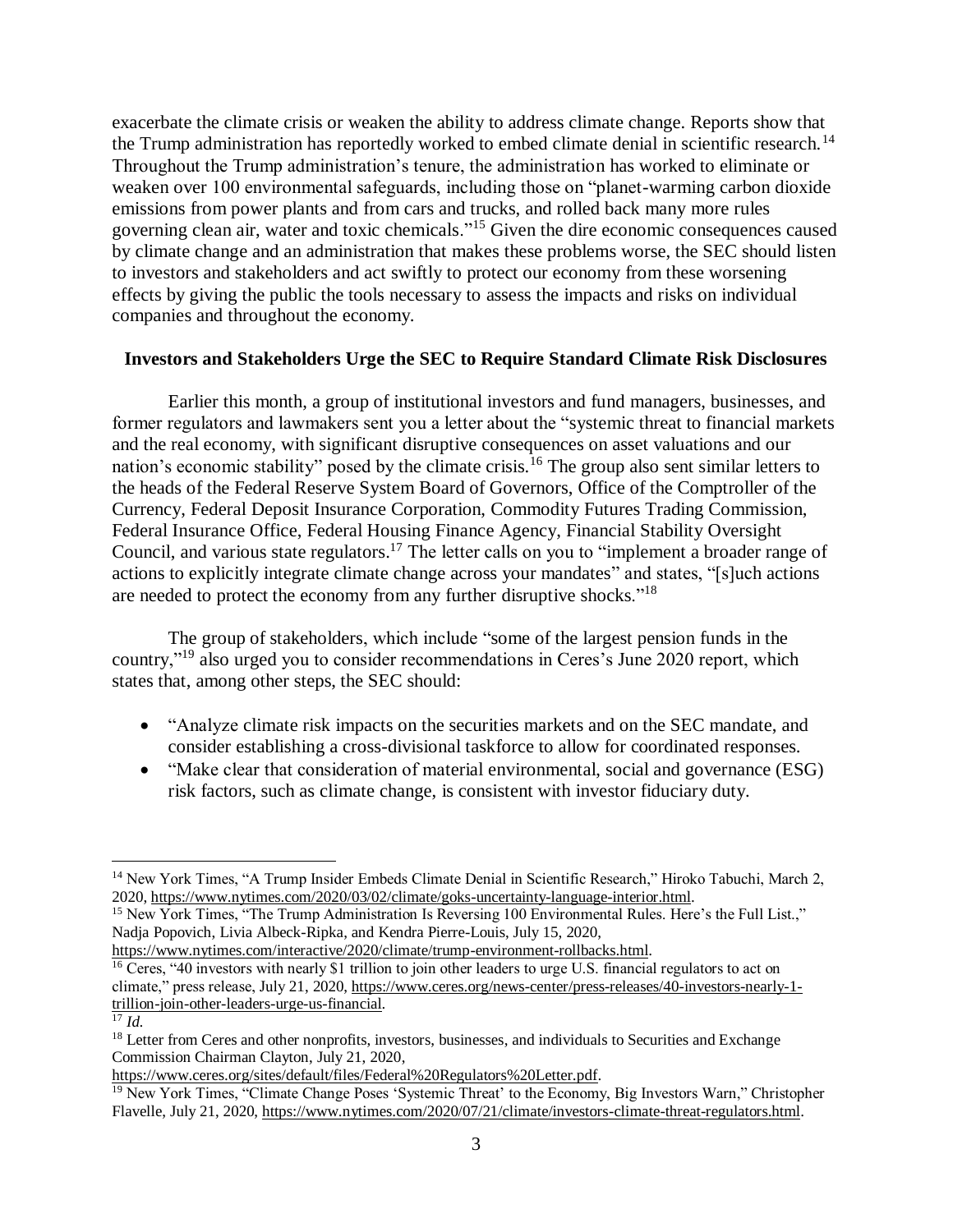exacerbate the climate crisis or weaken the ability to address climate change. Reports show that the Trump administration has reportedly worked to embed climate denial in scientific research.[14] Throughout the Trump administration's tenure, the administration has worked to eliminate or weaken over 100 environmental safeguards, including those on "planet-warming carbon dioxide emissions from power plants and from cars and trucks, and rolled back many more rules governing clean air, water and toxic chemicals."[15] Given the dire economic consequences caused by climate change and an administration that makes these problems worse, the SEC should listen to investors and stakeholders and act swiftly to protect our economy from these worsening effects by giving the public the tools necessary to assess the impacts and risks on individual companies and throughout the economy.

**Investors and Stakeholders Urge the SEC to Require Standard Climate Risk Disclosures**

Earlier this month, a group of institutional investors and fund managers, businesses, and former regulators and lawmakers sent you a letter about the "systemic threat to financial markets and the real economy, with significant disruptive consequences on asset valuations and our nation's economic stability" posed by the climate crisis.[16] The group also sent similar letters to the heads of the Federal Reserve System Board of Governors, Office of the Comptroller of the Currency, Federal Deposit Insurance Corporation, Commodity Futures Trading Commission, Federal Insurance Office, Federal Housing Finance Agency, Financial Stability Oversight Council, and various state regulators.[17] The letter calls on you to "implement a broader range of actions to explicitly integrate climate change across your mandates" and states, "[s]uch actions are needed to protect the economy from any further disruptive shocks."[18]

The group of stakeholders, which include "some of the largest pension funds in the country,"[19] also urged you to consider recommendations in Ceres's June 2020 report, which states that, among other steps, the SEC should:

- "Analyze climate risk impacts on the securities markets and on the SEC mandate, and consider establishing a cross-divisional taskforce to allow for coordinated responses.
- "Make clear that consideration of material environmental, social and governance (ESG) risk factors, such as climate change, is consistent with investor fiduciary duty.

---

[14] New York Times, "A Trump Insider Embeds Climate Denial in Scientific Research," Hiroko Tabuchi, March 2, 2020, https://www.nytimes.com/2020/03/02/climate/goks-uncertainty-language-interior.html.

[15] New York Times, "The Trump Administration Is Reversing 100 Environmental Rules. Here's the Full List.," Nadja Popovich, Livia Albeck-Ripka, and Kendra Pierre-Louis, July 15, 2020, https://www.nytimes.com/interactive/2020/climate/trump-environment-rollbacks.html.

[16] Ceres, "40 investors with nearly $1 trillion to join other leaders to urge U.S. financial regulators to act on climate," press release, July 21, 2020, https://www.ceres.org/news-center/press-releases/40-investors-nearly-1-trillion-join-other-leaders-urge-us-financial.

[17] *Id.*

[18] Letter from Ceres and other nonprofits, investors, businesses, and individuals to Securities and Exchange Commission Chairman Clayton, July 21, 2020, https://www.ceres.org/sites/default/files/Federal%20Regulators%20Letter.pdf.

[19] New York Times, "Climate Change Poses 'Systemic Threat' to the Economy, Big Investors Warn," Christopher Flavelle, July 21, 2020, https://www.nytimes.com/2020/07/21/climate/investors-climate-threat-regulators.html.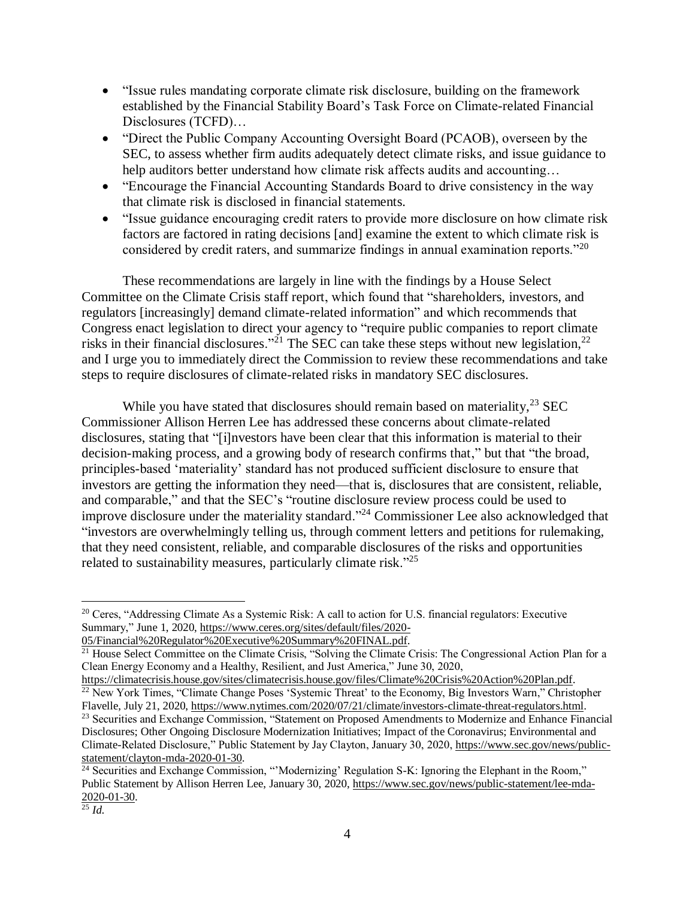- "Issue rules mandating corporate climate risk disclosure, building on the framework established by the Financial Stability Board's Task Force on Climate-related Financial Disclosures (TCFD)…
- "Direct the Public Company Accounting Oversight Board (PCAOB), overseen by the SEC, to assess whether firm audits adequately detect climate risks, and issue guidance to help auditors better understand how climate risk affects audits and accounting…
- "Encourage the Financial Accounting Standards Board to drive consistency in the way that climate risk is disclosed in financial statements.
- "Issue guidance encouraging credit raters to provide more disclosure on how climate risk factors are factored in rating decisions [and] examine the extent to which climate risk is considered by credit raters, and summarize findings in annual examination reports."[20]

These recommendations are largely in line with the findings by a House Select Committee on the Climate Crisis staff report, which found that "shareholders, investors, and regulators [increasingly] demand climate-related information" and which recommends that Congress enact legislation to direct your agency to "require public companies to report climate risks in their financial disclosures."[21] The SEC can take these steps without new legislation,[22] and I urge you to immediately direct the Commission to review these recommendations and take steps to require disclosures of climate-related risks in mandatory SEC disclosures.

While you have stated that disclosures should remain based on materiality,[23] SEC Commissioner Allison Herren Lee has addressed these concerns about climate-related disclosures, stating that "[i]nvestors have been clear that this information is material to their decision-making process, and a growing body of research confirms that," but that "the broad, principles-based 'materiality' standard has not produced sufficient disclosure to ensure that investors are getting the information they need—that is, disclosures that are consistent, reliable, and comparable," and that the SEC's "routine disclosure review process could be used to improve disclosure under the materiality standard."[24] Commissioner Lee also acknowledged that "investors are overwhelmingly telling us, through comment letters and petitions for rulemaking, that they need consistent, reliable, and comparable disclosures of the risks and opportunities related to sustainability measures, particularly climate risk."[25]

---

[20] Ceres, "Addressing Climate As a Systemic Risk: A call to action for U.S. financial regulators: Executive Summary," June 1, 2020, https://www.ceres.org/sites/default/files/2020-05/Financial%20Regulator%20Executive%20Summary%20FINAL.pdf.

[21] House Select Committee on the Climate Crisis, "Solving the Climate Crisis: The Congressional Action Plan for a Clean Energy Economy and a Healthy, Resilient, and Just America," June 30, 2020, https://climatecrisis.house.gov/sites/climatecrisis.house.gov/files/Climate%20Crisis%20Action%20Plan.pdf.

[22] New York Times, "Climate Change Poses 'Systemic Threat' to the Economy, Big Investors Warn," Christopher Flavelle, July 21, 2020, https://www.nytimes.com/2020/07/21/climate/investors-climate-threat-regulators.html.

[23] Securities and Exchange Commission, "Statement on Proposed Amendments to Modernize and Enhance Financial Disclosures; Other Ongoing Disclosure Modernization Initiatives; Impact of the Coronavirus; Environmental and Climate-Related Disclosure," Public Statement by Jay Clayton, January 30, 2020, https://www.sec.gov/news/public-statement/clayton-mda-2020-01-30.

[24] Securities and Exchange Commission, "'Modernizing' Regulation S-K: Ignoring the Elephant in the Room," Public Statement by Allison Herren Lee, January 30, 2020, https://www.sec.gov/news/public-statement/lee-mda-2020-01-30.

[25] *Id.*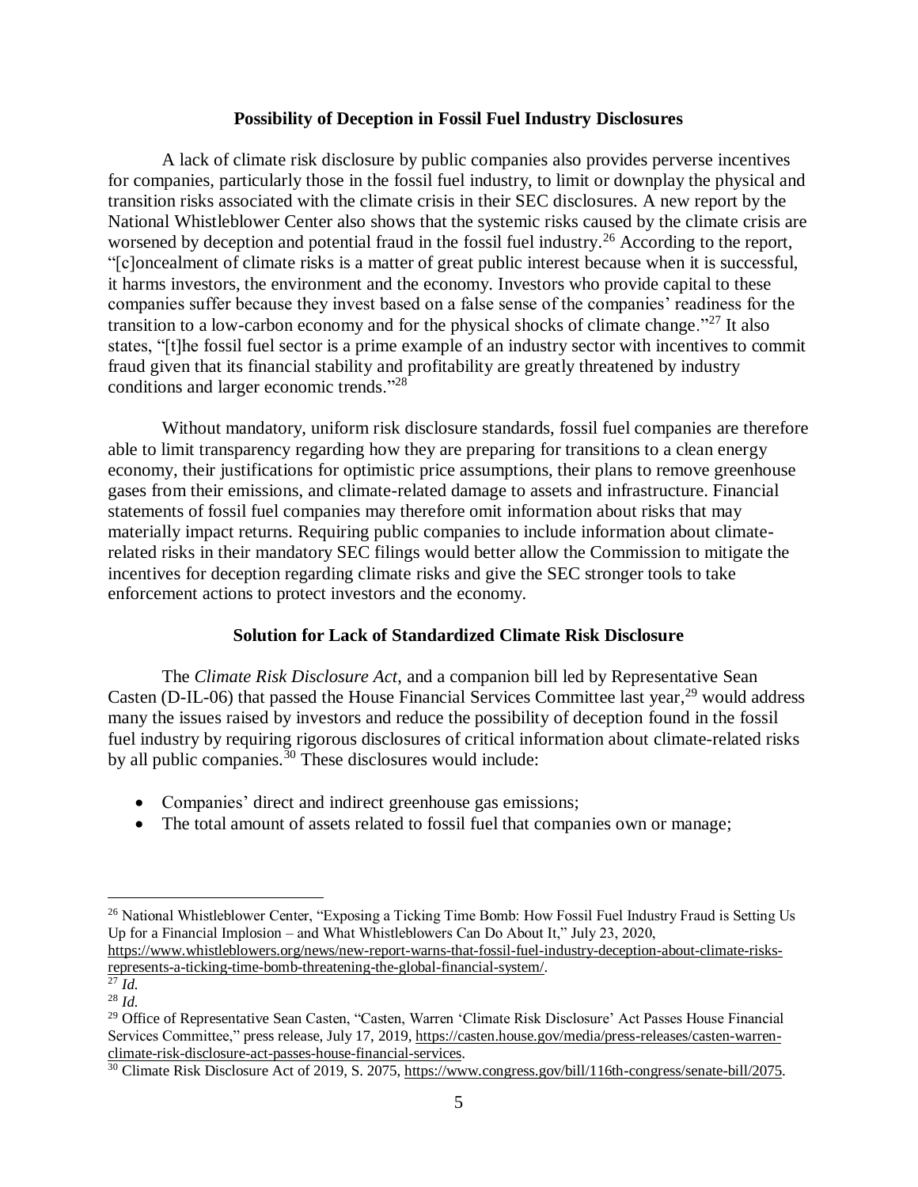**Possibility of Deception in Fossil Fuel Industry Disclosures**

A lack of climate risk disclosure by public companies also provides perverse incentives for companies, particularly those in the fossil fuel industry, to limit or downplay the physical and transition risks associated with the climate crisis in their SEC disclosures. A new report by the National Whistleblower Center also shows that the systemic risks caused by the climate crisis are worsened by deception and potential fraud in the fossil fuel industry.[26] According to the report, "[c]oncealment of climate risks is a matter of great public interest because when it is successful, it harms investors, the environment and the economy. Investors who provide capital to these companies suffer because they invest based on a false sense of the companies' readiness for the transition to a low-carbon economy and for the physical shocks of climate change."[27] It also states, "[t]he fossil fuel sector is a prime example of an industry sector with incentives to commit fraud given that its financial stability and profitability are greatly threatened by industry conditions and larger economic trends."[28]

Without mandatory, uniform risk disclosure standards, fossil fuel companies are therefore able to limit transparency regarding how they are preparing for transitions to a clean energy economy, their justifications for optimistic price assumptions, their plans to remove greenhouse gases from their emissions, and climate-related damage to assets and infrastructure. Financial statements of fossil fuel companies may therefore omit information about risks that may materially impact returns. Requiring public companies to include information about climate-related risks in their mandatory SEC filings would better allow the Commission to mitigate the incentives for deception regarding climate risks and give the SEC stronger tools to take enforcement actions to protect investors and the economy.

**Solution for Lack of Standardized Climate Risk Disclosure**

The *Climate Risk Disclosure Act*, and a companion bill led by Representative Sean Casten (D-IL-06) that passed the House Financial Services Committee last year,[29] would address many the issues raised by investors and reduce the possibility of deception found in the fossil fuel industry by requiring rigorous disclosures of critical information about climate-related risks by all public companies.[30] These disclosures would include:

- Companies' direct and indirect greenhouse gas emissions;
- The total amount of assets related to fossil fuel that companies own or manage;

---

[26] National Whistleblower Center, "Exposing a Ticking Time Bomb: How Fossil Fuel Industry Fraud is Setting Us Up for a Financial Implosion – and What Whistleblowers Can Do About It," July 23, 2020, https://www.whistleblowers.org/news/new-report-warns-that-fossil-fuel-industry-deception-about-climate-risks-represents-a-ticking-time-bomb-threatening-the-global-financial-system/.

[27] *Id.*

[28] *Id.*

[29] Office of Representative Sean Casten, "Casten, Warren 'Climate Risk Disclosure' Act Passes House Financial Services Committee," press release, July 17, 2019, https://casten.house.gov/media/press-releases/casten-warren-climate-risk-disclosure-act-passes-house-financial-services.

[30] Climate Risk Disclosure Act of 2019, S. 2075, https://www.congress.gov/bill/116th-congress/senate-bill/2075.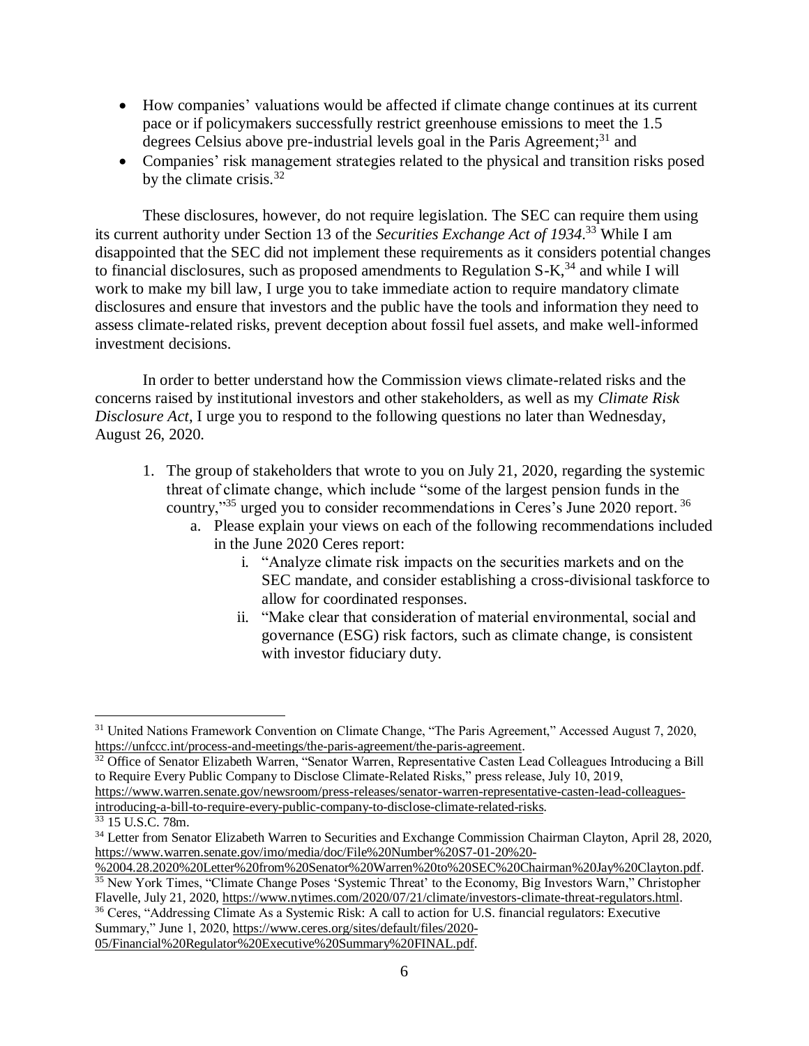- How companies' valuations would be affected if climate change continues at its current pace or if policymakers successfully restrict greenhouse emissions to meet the 1.5 degrees Celsius above pre-industrial levels goal in the Paris Agreement;[31] and
- Companies' risk management strategies related to the physical and transition risks posed by the climate crisis.[32]

These disclosures, however, do not require legislation. The SEC can require them using its current authority under Section 13 of the *Securities Exchange Act of 1934*.[33] While I am disappointed that the SEC did not implement these requirements as it considers potential changes to financial disclosures, such as proposed amendments to Regulation S-K,[34] and while I will work to make my bill law, I urge you to take immediate action to require mandatory climate disclosures and ensure that investors and the public have the tools and information they need to assess climate-related risks, prevent deception about fossil fuel assets, and make well-informed investment decisions.

In order to better understand how the Commission views climate-related risks and the concerns raised by institutional investors and other stakeholders, as well as my *Climate Risk Disclosure Act*, I urge you to respond to the following questions no later than Wednesday, August 26, 2020.

1. The group of stakeholders that wrote to you on July 21, 2020, regarding the systemic threat of climate change, which include "some of the largest pension funds in the country,"[35] urged you to consider recommendations in Ceres's June 2020 report.[36]
    a. Please explain your views on each of the following recommendations included in the June 2020 Ceres report:
        i. "Analyze climate risk impacts on the securities markets and on the SEC mandate, and consider establishing a cross-divisional taskforce to allow for coordinated responses.
        ii. "Make clear that consideration of material environmental, social and governance (ESG) risk factors, such as climate change, is consistent with investor fiduciary duty.

---

[31] United Nations Framework Convention on Climate Change, "The Paris Agreement," Accessed August 7, 2020, https://unfccc.int/process-and-meetings/the-paris-agreement/the-paris-agreement.

[32] Office of Senator Elizabeth Warren, "Senator Warren, Representative Casten Lead Colleagues Introducing a Bill to Require Every Public Company to Disclose Climate-Related Risks," press release, July 10, 2019, https://www.warren.senate.gov/newsroom/press-releases/senator-warren-representative-casten-lead-colleagues-introducing-a-bill-to-require-every-public-company-to-disclose-climate-related-risks.

[33] 15 U.S.C. 78m.

[34] Letter from Senator Elizabeth Warren to Securities and Exchange Commission Chairman Clayton, April 28, 2020, https://www.warren.senate.gov/imo/media/doc/File%20Number%20S7-01-20%20-%2004.28.2020%20Letter%20from%20Senator%20Warren%20to%20SEC%20Chairman%20Jay%20Clayton.pdf.

[35] New York Times, "Climate Change Poses 'Systemic Threat' to the Economy, Big Investors Warn," Christopher Flavelle, July 21, 2020, https://www.nytimes.com/2020/07/21/climate/investors-climate-threat-regulators.html.

[36] Ceres, "Addressing Climate As a Systemic Risk: A call to action for U.S. financial regulators: Executive Summary," June 1, 2020, https://www.ceres.org/sites/default/files/2020-05/Financial%20Regulator%20Executive%20Summary%20FINAL.pdf.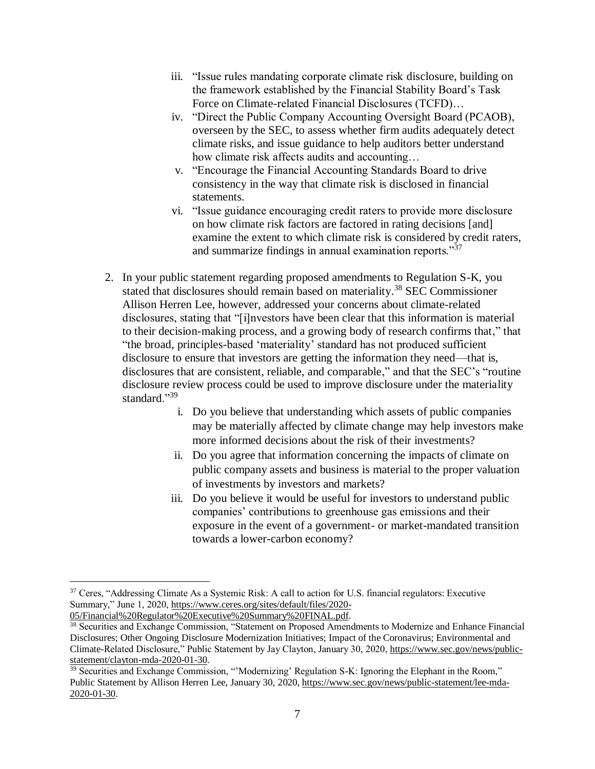iii. "Issue rules mandating corporate climate risk disclosure, building on the framework established by the Financial Stability Board's Task Force on Climate-related Financial Disclosures (TCFD)…
iv. "Direct the Public Company Accounting Oversight Board (PCAOB), overseen by the SEC, to assess whether firm audits adequately detect climate risks, and issue guidance to help auditors better understand how climate risk affects audits and accounting…
v. "Encourage the Financial Accounting Standards Board to drive consistency in the way that climate risk is disclosed in financial statements.
vi. "Issue guidance encouraging credit raters to provide more disclosure on how climate risk factors are factored in rating decisions [and] examine the extent to which climate risk is considered by credit raters, and summarize findings in annual examination reports."[37]

2. In your public statement regarding proposed amendments to Regulation S-K, you stated that disclosures should remain based on materiality.[38] SEC Commissioner Allison Herren Lee, however, addressed your concerns about climate-related disclosures, stating that "[i]nvestors have been clear that this information is material to their decision-making process, and a growing body of research confirms that," that "the broad, principles-based 'materiality' standard has not produced sufficient disclosure to ensure that investors are getting the information they need—that is, disclosures that are consistent, reliable, and comparable," and that the SEC's "routine disclosure review process could be used to improve disclosure under the materiality standard."[39]
    i. Do you believe that understanding which assets of public companies may be materially affected by climate change may help investors make more informed decisions about the risk of their investments?
    ii. Do you agree that information concerning the impacts of climate on public company assets and business is material to the proper valuation of investments by investors and markets?
    iii. Do you believe it would be useful for investors to understand public companies' contributions to greenhouse gas emissions and their exposure in the event of a government- or market-mandated transition towards a lower-carbon economy?

---

[37] Ceres, "Addressing Climate As a Systemic Risk: A call to action for U.S. financial regulators: Executive Summary," June 1, 2020, https://www.ceres.org/sites/default/files/2020-05/Financial%20Regulator%20Executive%20Summary%20FINAL.pdf.

[38] Securities and Exchange Commission, "Statement on Proposed Amendments to Modernize and Enhance Financial Disclosures; Other Ongoing Disclosure Modernization Initiatives; Impact of the Coronavirus; Environmental and Climate-Related Disclosure," Public Statement by Jay Clayton, January 30, 2020, https://www.sec.gov/news/public-statement/clayton-mda-2020-01-30.

[39] Securities and Exchange Commission, "'Modernizing' Regulation S-K: Ignoring the Elephant in the Room," Public Statement by Allison Herren Lee, January 30, 2020, https://www.sec.gov/news/public-statement/lee-mda-2020-01-30.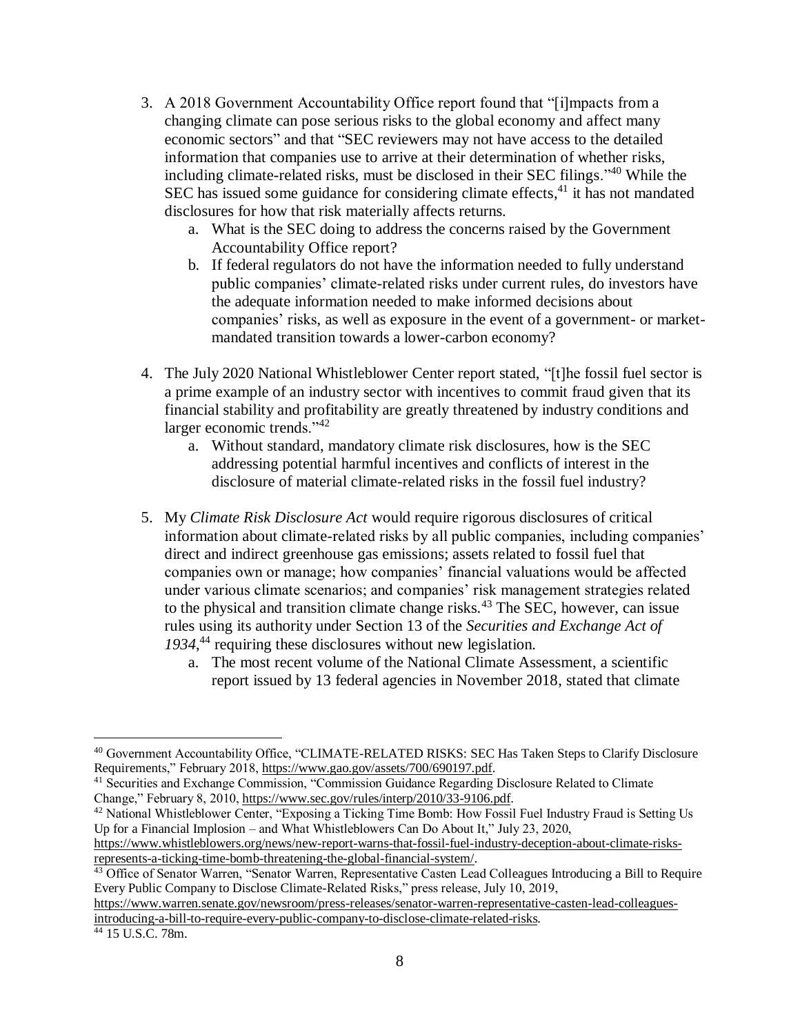3. A 2018 Government Accountability Office report found that "[i]mpacts from a changing climate can pose serious risks to the global economy and affect many economic sectors" and that "SEC reviewers may not have access to the detailed information that companies use to arrive at their determination of whether risks, including climate-related risks, must be disclosed in their SEC filings."[40] While the SEC has issued some guidance for considering climate effects,[41] it has not mandated disclosures for how that risk materially affects returns.
    a. What is the SEC doing to address the concerns raised by the Government Accountability Office report?
    b. If federal regulators do not have the information needed to fully understand public companies' climate-related risks under current rules, do investors have the adequate information needed to make informed decisions about companies' risks, as well as exposure in the event of a government- or market-mandated transition towards a lower-carbon economy?

4. The July 2020 National Whistleblower Center report stated, "[t]he fossil fuel sector is a prime example of an industry sector with incentives to commit fraud given that its financial stability and profitability are greatly threatened by industry conditions and larger economic trends."[42]
    a. Without standard, mandatory climate risk disclosures, how is the SEC addressing potential harmful incentives and conflicts of interest in the disclosure of material climate-related risks in the fossil fuel industry?

5. My *Climate Risk Disclosure Act* would require rigorous disclosures of critical information about climate-related risks by all public companies, including companies' direct and indirect greenhouse gas emissions; assets related to fossil fuel that companies own or manage; how companies' financial valuations would be affected under various climate scenarios; and companies' risk management strategies related to the physical and transition climate change risks.[43] The SEC, however, can issue rules using its authority under Section 13 of the *Securities and Exchange Act of 1934*,[44] requiring these disclosures without new legislation.
    a. The most recent volume of the National Climate Assessment, a scientific report issued by 13 federal agencies in November 2018, stated that climate

---

[40] Government Accountability Office, "CLIMATE-RELATED RISKS: SEC Has Taken Steps to Clarify Disclosure Requirements," February 2018, https://www.gao.gov/assets/700/690197.pdf.

[41] Securities and Exchange Commission, "Commission Guidance Regarding Disclosure Related to Climate Change," February 8, 2010, https://www.sec.gov/rules/interp/2010/33-9106.pdf.

[42] National Whistleblower Center, "Exposing a Ticking Time Bomb: How Fossil Fuel Industry Fraud is Setting Us Up for a Financial Implosion – and What Whistleblowers Can Do About It," July 23, 2020, https://www.whistleblowers.org/news/new-report-warns-that-fossil-fuel-industry-deception-about-climate-risks-represents-a-ticking-time-bomb-threatening-the-global-financial-system/.

[43] Office of Senator Warren, "Senator Warren, Representative Casten Lead Colleagues Introducing a Bill to Require Every Public Company to Disclose Climate-Related Risks," press release, July 10, 2019, https://www.warren.senate.gov/newsroom/press-releases/senator-warren-representative-casten-lead-colleagues-introducing-a-bill-to-require-every-public-company-to-disclose-climate-related-risks.

[44] 15 U.S.C. 78m.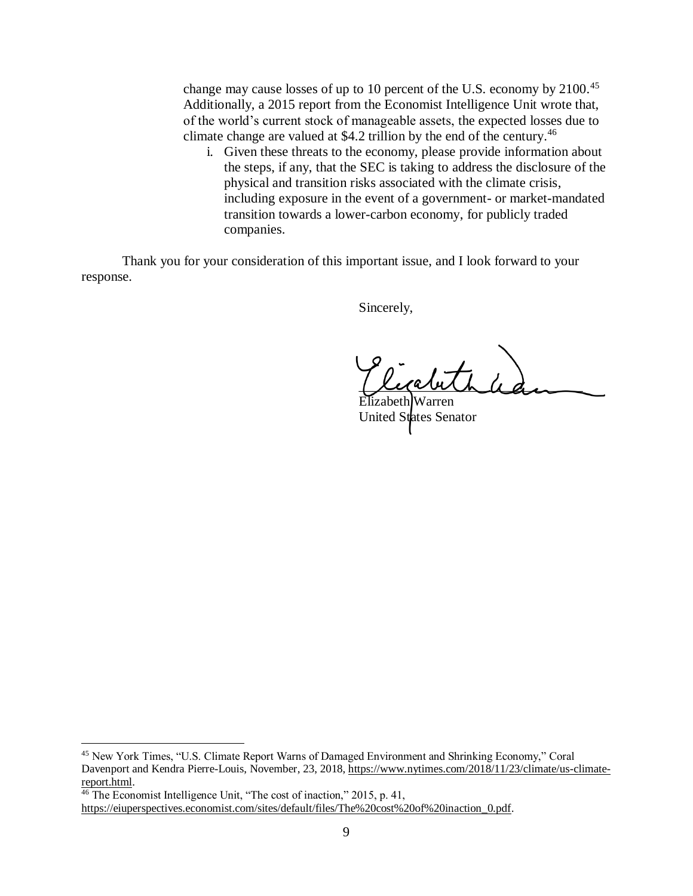change may cause losses of up to 10 percent of the U.S. economy by 2100.[45] Additionally, a 2015 report from the Economist Intelligence Unit wrote that, of the world's current stock of manageable assets, the expected losses due to climate change are valued at $4.2 trillion by the end of the century.[46]

i. Given these threats to the economy, please provide information about the steps, if any, that the SEC is taking to address the disclosure of the physical and transition risks associated with the climate crisis, including exposure in the event of a government- or market-mandated transition towards a lower-carbon economy, for publicly traded companies.

Thank you for your consideration of this important issue, and I look forward to your response.

Sincerely,

Elizabeth Warren
United States Senator

---

[45] New York Times, "U.S. Climate Report Warns of Damaged Environment and Shrinking Economy," Coral Davenport and Kendra Pierre-Louis, November, 23, 2018, https://www.nytimes.com/2018/11/23/climate/us-climate-report.html.

[46] The Economist Intelligence Unit, "The cost of inaction," 2015, p. 41, https://eiuperspectives.economist.com/sites/default/files/The%20cost%20of%20inaction_0.pdf.